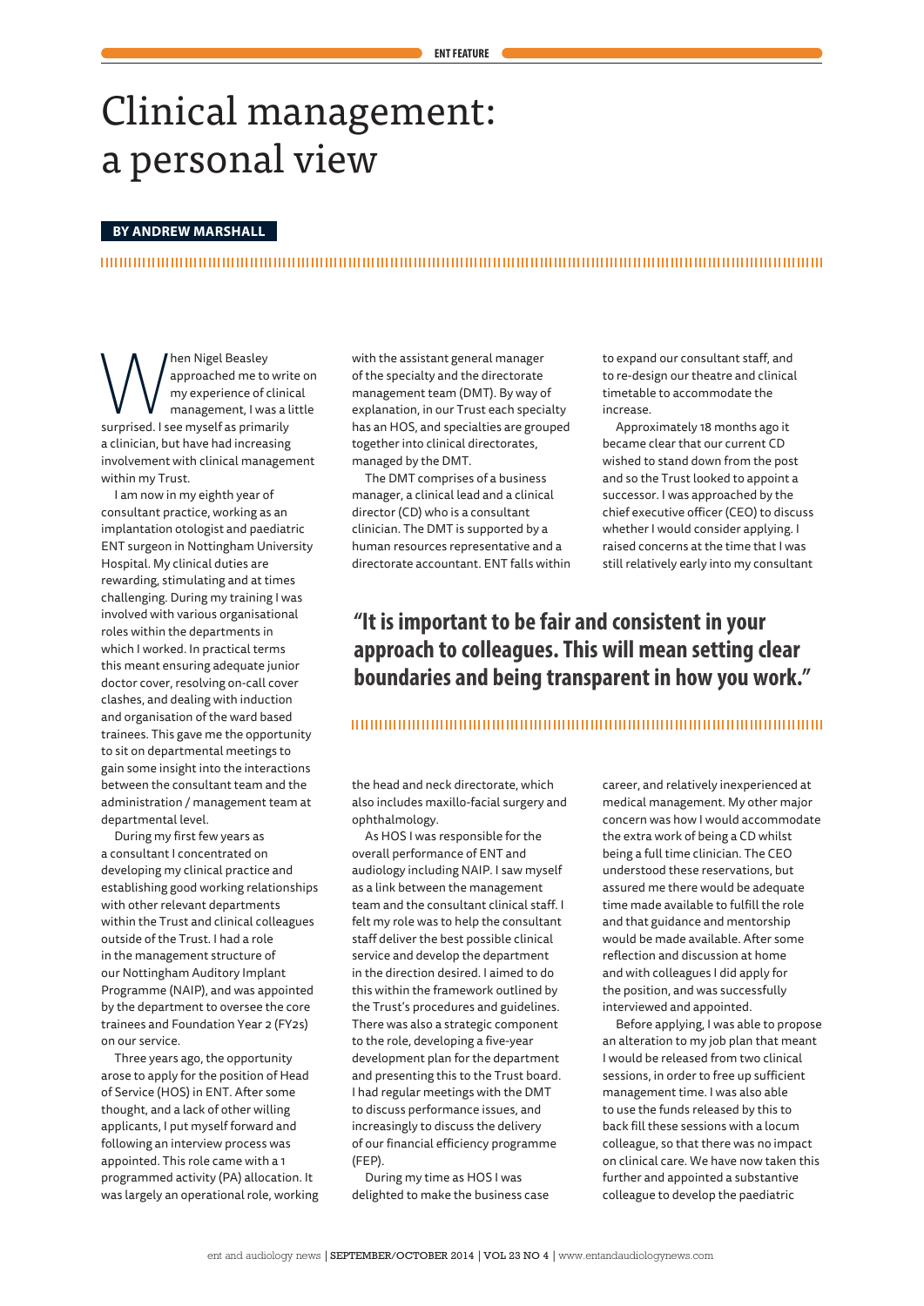# Clinical management: a personal view

**BY ANDREW MARSHALL**

When Nigel Beasley approached me to write on my experience of clinical management, I was a little surprised. I see myself as primarily a clinician, but have had increasing involvement with clinical management within my Trust.

I am now in my eighth year of consultant practice, working as an implantation otologist and paediatric ENT surgeon in Nottingham University Hospital. My clinical duties are rewarding, stimulating and at times challenging. During my training I was involved with various organisational roles within the departments in which I worked. In practical terms this meant ensuring adequate junior doctor cover, resolving on-call cover clashes, and dealing with induction and organisation of the ward based trainees. This gave me the opportunity to sit on departmental meetings to gain some insight into the interactions between the consultant team and the administration / management team at departmental level.

During my first few years as a consultant I concentrated on developing my clinical practice and establishing good working relationships with other relevant departments within the Trust and clinical colleagues outside of the Trust. I had a role in the management structure of our Nottingham Auditory Implant Programme (NAIP), and was appointed by the department to oversee the core trainees and Foundation Year 2 (FY2s) on our service.

Three years ago, the opportunity arose to apply for the position of Head of Service (HOS) in ENT. After some thought, and a lack of other willing applicants, I put myself forward and following an interview process was appointed. This role came with a 1 programmed activity (PA) allocation. It was largely an operational role, working with the assistant general manager of the specialty and the directorate management team (DMT). By way of explanation, in our Trust each specialty has an HOS, and specialties are grouped together into clinical directorates, managed by the DMT.

The DMT comprises of a business manager, a clinical lead and a clinical director (CD) who is a consultant clinician. The DMT is supported by a human resources representative and a directorate accountant. ENT falls within the head and neck directorate, which also includes maxillo-facial surgery and ophthalmology.

As HOS I was responsible for the overall performance of ENT and audiology including NAIP. I saw myself as a link between the management team and the consultant clinical staff. I felt my role was to help the consultant staff deliver the best possible clinical service and develop the department in the direction desired. I aimed to do this within the framework outlined by the Trust's procedures and guidelines. There was also a strategic component to the role, developing a five-year development plan for the department and presenting this to the Trust board. I had regular meetings with the DMT to discuss performance issues, and increasingly to discuss the delivery of our financial efficiency programme (FEP).

During my time as HOS I was delighted to make the business case to expand our consultant staff, and to re-design our theatre and clinical timetable to accommodate the increase.

Approximately 18 months ago it became clear that our current CD wished to stand down from the post and so the Trust looked to appoint a successor. I was approached by the chief executive officer (CEO) to discuss whether I would consider applying. I raised concerns at the time that I was still relatively early into my consultant career, and relatively inexperienced at medical management. My other major concern was how I would accommodate the extra work of being a CD whilst being a full time clinician. The CEO understood these reservations, but assured me there would be adequate time made available to fulfill the role and that guidance and mentorship would be made available. After some reflection and discussion at home and with colleagues I did apply for the position, and was successfully interviewed and appointed.

> **"It is important to be fair and consistent in your approach to colleagues. This will mean setting clear boundaries and being transparent in how you work."**

Before applying, I was able to propose an alteration to my job plan that meant I would be released from two clinical sessions, in order to free up sufficient management time. I was also able to use the funds released by this to back fill these sessions with a locum colleague, so that there was no impact on clinical care. We have now taken this further and appointed a substantive colleague to develop the paediatric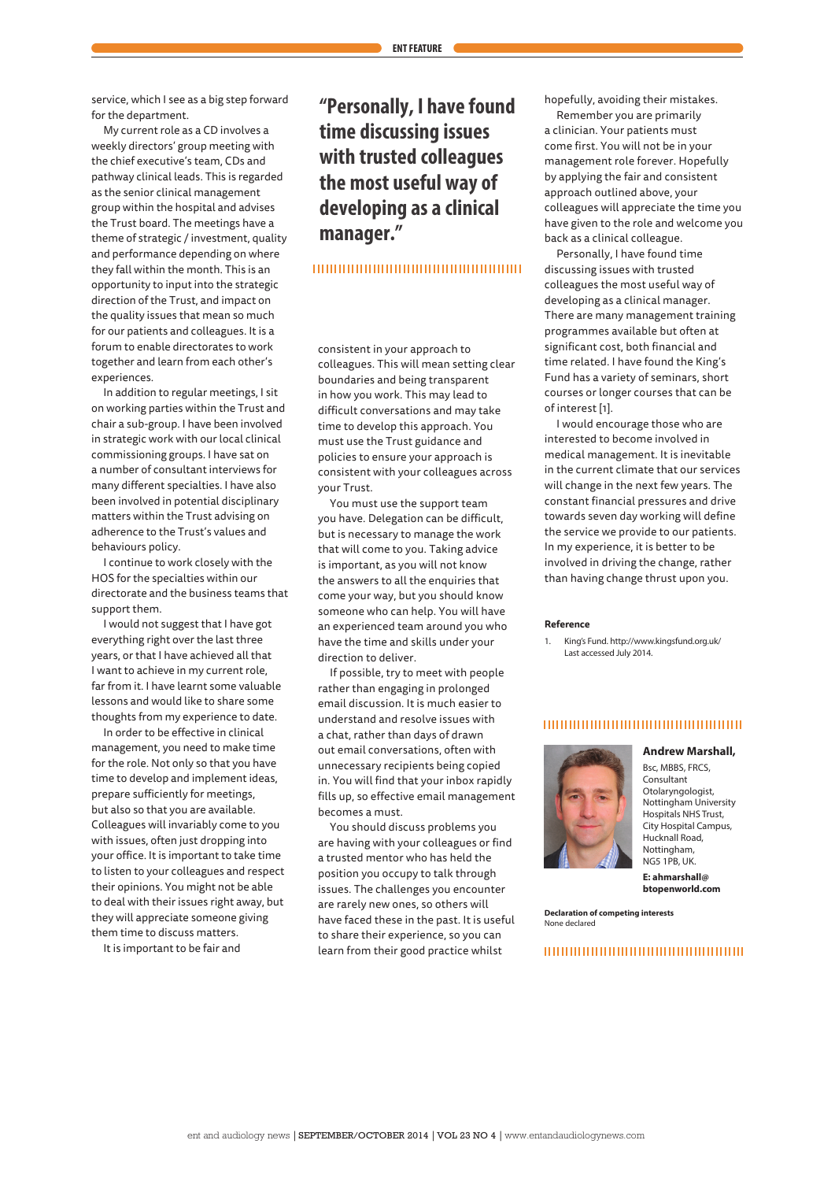service, which I see as a big step forward for the department.

My current role as a CD involves a weekly directors' group meeting with the chief executive's team, CDs and pathway clinical leads. This is regarded as the senior clinical management group within the hospital and advises the Trust board. The meetings have a theme of strategic / investment, quality and performance depending on where they fall within the month. This is an opportunity to input into the strategic direction of the Trust, and impact on the quality issues that mean so much for our patients and colleagues. It is a forum to enable directorates to work together and learn from each other's experiences.

In addition to regular meetings, I sit on working parties within the Trust and chair a sub-group. I have been involved in strategic work with our local clinical commissioning groups. I have sat on a number of consultant interviews for many different specialties. I have also been involved in potential disciplinary matters within the Trust advising on adherence to the Trust's values and behaviours policy.

I continue to work closely with the HOS for the specialties within our directorate and the business teams that support them.

I would not suggest that I have got everything right over the last three years, or that I have achieved all that I want to achieve in my current role, far from it. I have learnt some valuable lessons and would like to share some thoughts from my experience to date.

In order to be effective in clinical management, you need to make time for the role. Not only so that you have time to develop and implement ideas, prepare sufficiently for meetings, but also so that you are available. Colleagues will invariably come to you with issues, often just dropping into your office. It is important to take time to listen to your colleagues and respect their opinions. You might not be able to deal with their issues right away, but they will appreciate someone giving them time to discuss matters.

It is important to be fair and consistent in your approach to colleagues. This will mean setting clear boundaries and being transparent in how you work. This may lead to difficult conversations and may take time to develop this approach. You must use the Trust guidance and policies to ensure your approach is consistent with your colleagues across your Trust.

**"Personally, I have found time discussing issues with trusted colleagues the most useful way of developing as a clinical manager."**

You must use the support team you have. Delegation can be difficult, but is necessary to manage the work that will come to you. Taking advice is important, as you will not know the answers to all the enquiries that come your way, but you should know someone who can help. You will have an experienced team around you who have the time and skills under your direction to deliver.

If possible, try to meet with people rather than engaging in prolonged email discussion. It is much easier to understand and resolve issues with a chat, rather than days of drawn out email conversations, often with unnecessary recipients being copied in. You will find that your inbox rapidly fills up, so effective email management becomes a must.

You should discuss problems you are having with your colleagues or find a trusted mentor who has held the position you occupy to talk through issues. The challenges you encounter are rarely new ones, so others will have faced these in the past. It is useful to share their experience, so you can learn from their good practice whilst hopefully, avoiding their mistakes.

Remember you are primarily a clinician. Your patients must come first. You will not be in your management role forever. Hopefully by applying the fair and consistent approach outlined above, your colleagues will appreciate the time you have given to the role and welcome you back as a clinical colleague.

Personally, I have found time discussing issues with trusted colleagues the most useful way of developing as a clinical manager. There are many management training programmes available but often at significant cost, both financial and time related. I have found the King's Fund has a variety of seminars, short courses or longer courses that can be of interest [1].

I would encourage those who are interested to become involved in medical management. It is inevitable in the current climate that our services will change in the next few years. The constant financial pressures and drive towards seven day working will define the service we provide to our patients. In my experience, it is better to be involved in driving the change, rather than having change thrust upon you.

**Reference**

1. King's Fund. http://www.kingsfund.org.uk/ Last accessed July 2014.

**Andrew Marshall,**
Bsc, MBBS, FRCS,
Consultant Otolaryngologist,
Nottingham University Hospitals NHS Trust,
City Hospital Campus,
Hucknall Road,
Nottingham,
NG5 1PB, UK.

**E: ahmarshall@btopenworld.com**

**Declaration of competing interests**
None declared